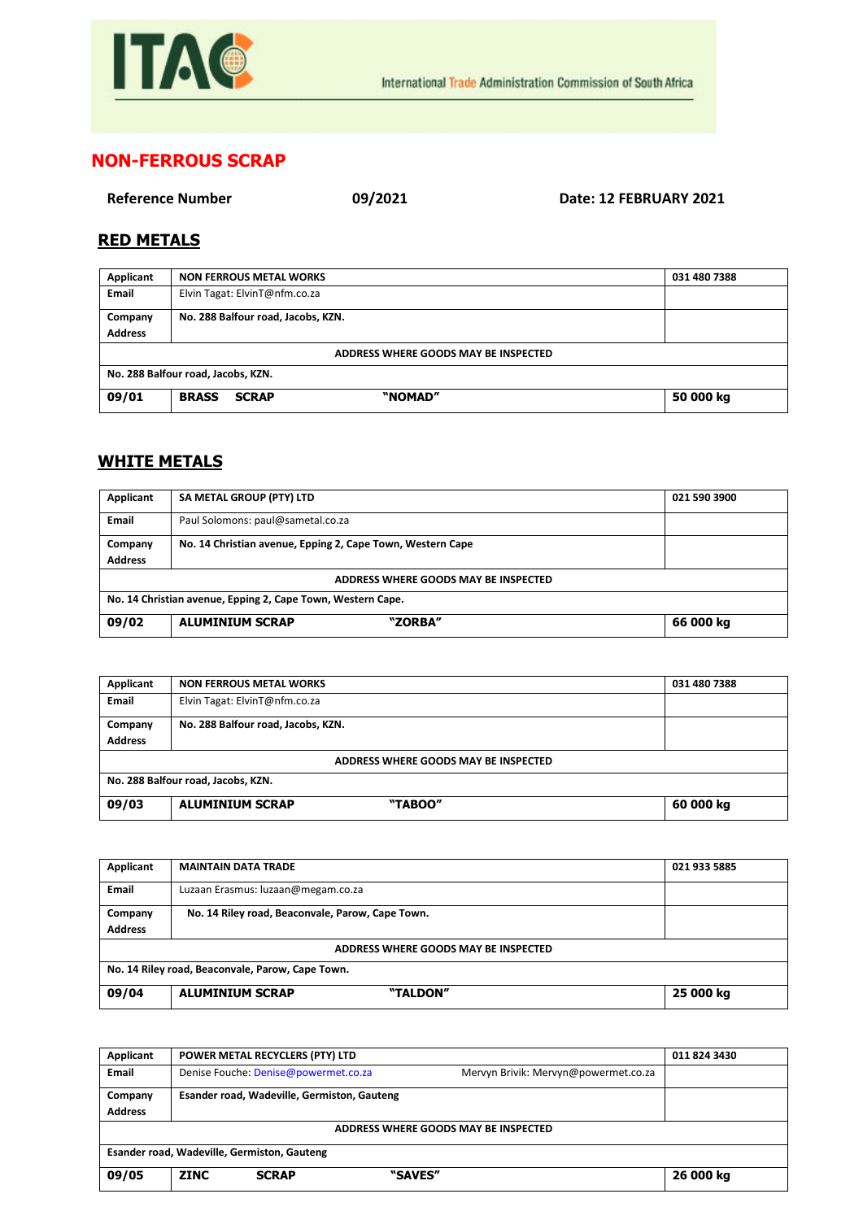ITAC International Trade Administration Commission of South Africa

# NON-FERROUS SCRAP

**Reference Number** **09/2021** **Date: 12 FEBRUARY 2021**

## RED METALS

| Applicant | NON FERROUS METAL WORKS | 031 480 7388 |
|---|---|---|
| Email | Elvin Tagat: ElvinT@nfm.co.za | |
| Company Address | No. 288 Balfour road, Jacobs, KZN. | |
| ADDRESS WHERE GOODS MAY BE INSPECTED | | |
| No. 288 Balfour road, Jacobs, KZN. | | |
| **09/01** | **BRASS SCRAP "NOMAD"** | **50 000 kg** |

## WHITE METALS

| Applicant | SA METAL GROUP (PTY) LTD | 021 590 3900 |
|---|---|---|
| Email | Paul Solomons: paul@sametal.co.za | |
| Company Address | No. 14 Christian avenue, Epping 2, Cape Town, Western Cape | |
| ADDRESS WHERE GOODS MAY BE INSPECTED | | |
| No. 14 Christian avenue, Epping 2, Cape Town, Western Cape. | | |
| **09/02** | **ALUMINIUM SCRAP "ZORBA"** | **66 000 kg** |

| Applicant | NON FERROUS METAL WORKS | 031 480 7388 |
|---|---|---|
| Email | Elvin Tagat: ElvinT@nfm.co.za | |
| Company Address | No. 288 Balfour road, Jacobs, KZN. | |
| ADDRESS WHERE GOODS MAY BE INSPECTED | | |
| No. 288 Balfour road, Jacobs, KZN. | | |
| **09/03** | **ALUMINIUM SCRAP "TABOO"** | **60 000 kg** |

| Applicant | MAINTAIN DATA TRADE | 021 933 5885 |
|---|---|---|
| Email | Luzaan Erasmus: luzaan@megam.co.za | |
| Company Address | No. 14 Riley road, Beaconvale, Parow, Cape Town. | |
| ADDRESS WHERE GOODS MAY BE INSPECTED | | |
| No. 14 Riley road, Beaconvale, Parow, Cape Town. | | |
| **09/04** | **ALUMINIUM SCRAP "TALDON"** | **25 000 kg** |

| Applicant | POWER METAL RECYCLERS (PTY) LTD | 011 824 3430 |
|---|---|---|
| Email | Denise Fouche: Denise@powermet.co.za Mervyn Brivik: Mervyn@powermet.co.za | |
| Company Address | Esander road, Wadeville, Germiston, Gauteng | |
| ADDRESS WHERE GOODS MAY BE INSPECTED | | |
| Esander road, Wadeville, Germiston, Gauteng | | |
| **09/05** | **ZINC SCRAP "SAVES"** | **26 000 kg** |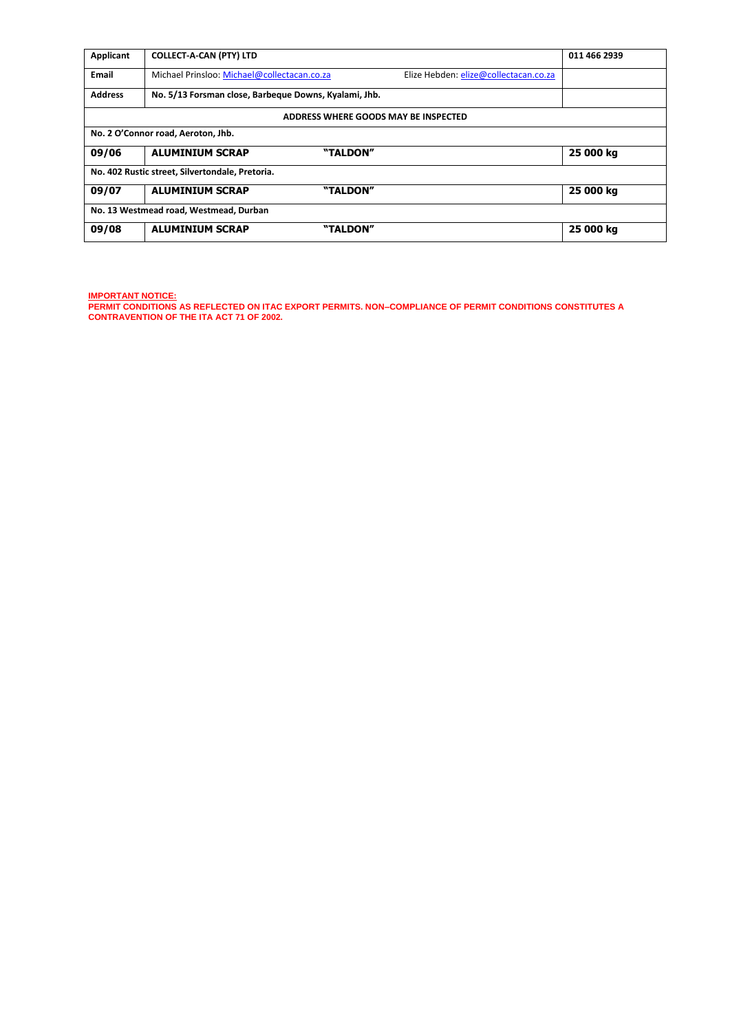| | | | |
|---|---|---|---|
| **Applicant** | **COLLECT-A-CAN (PTY) LTD** | | **011 466 2939** |
| **Email** | Michael Prinsloo: Michael@collectacan.co.za | Elize Hebden: elize@collectacan.co.za | |
| **Address** | **No. 5/13 Forsman close, Barbeque Downs, Kyalami, Jhb.** | | |
| **ADDRESS WHERE GOODS MAY BE INSPECTED** | | | |
| **No. 2 O'Connor road, Aeroton, Jhb.** | | | |
| **09/06** | **ALUMINIUM SCRAP** | **"TALDON"** | **25 000 kg** |
| **No. 402 Rustic street, Silvertondale, Pretoria.** | | | |
| **09/07** | **ALUMINIUM SCRAP** | **"TALDON"** | **25 000 kg** |
| **No. 13 Westmead road, Westmead, Durban** | | | |
| **09/08** | **ALUMINIUM SCRAP** | **"TALDON"** | **25 000 kg** |

**IMPORTANT NOTICE:**

**PERMIT CONDITIONS AS REFLECTED ON ITAC EXPORT PERMITS. NON–COMPLIANCE OF PERMIT CONDITIONS CONSTITUTES A CONTRAVENTION OF THE ITA ACT 71 OF 2002.**